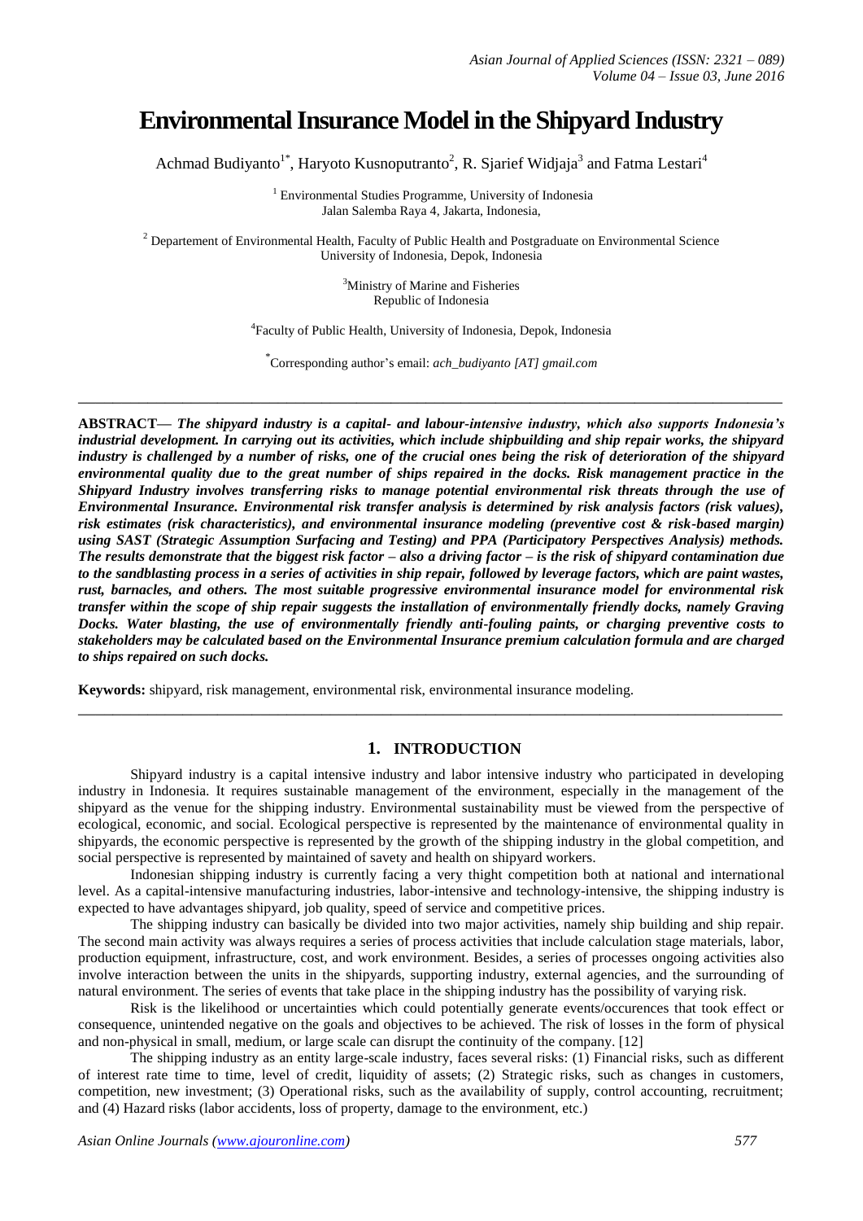# Environmental Insurance Model in the Shipyard Industry

Achmad Budiyanto[1*], Haryoto Kusnoputranto[2], R. Sjarief Widjaja[3] and Fatma Lestari[4]

[1] Environmental Studies Programme, University of Indonesia
Jalan Salemba Raya 4, Jakarta, Indonesia,

[2] Departement of Environmental Health, Faculty of Public Health and Postgraduate on Environmental Science
University of Indonesia, Depok, Indonesia

[3] Ministry of Marine and Fisheries
Republic of Indonesia

[4] Faculty of Public Health, University of Indonesia, Depok, Indonesia

[*] Corresponding author's email: *ach_budiyanto [AT] gmail.com*

---

**ABSTRACT—** ***The shipyard industry is a capital- and labour-intensive industry, which also supports Indonesia's industrial development. In carrying out its activities, which include shipbuilding and ship repair works, the shipyard industry is challenged by a number of risks, one of the crucial ones being the risk of deterioration of the shipyard environmental quality due to the great number of ships repaired in the docks. Risk management practice in the Shipyard Industry involves transferring risks to manage potential environmental risk threats through the use of Environmental Insurance. Environmental risk transfer analysis is determined by risk analysis factors (risk values), risk estimates (risk characteristics), and environmental insurance modeling (preventive cost & risk-based margin) using SAST (Strategic Assumption Surfacing and Testing) and PPA (Participatory Perspectives Analysis) methods. The results demonstrate that the biggest risk factor – also a driving factor – is the risk of shipyard contamination due to the sandblasting process in a series of activities in ship repair, followed by leverage factors, which are paint wastes, rust, barnacles, and others. The most suitable progressive environmental insurance model for environmental risk transfer within the scope of ship repair suggests the installation of environmentally friendly docks, namely Graving Docks. Water blasting, the use of environmentally friendly anti-fouling paints, or charging preventive costs to stakeholders may be calculated based on the Environmental Insurance premium calculation formula and are charged to ships repaired on such docks.***

**Keywords:** shipyard, risk management, environmental risk, environmental insurance modeling.

---

## 1. INTRODUCTION

Shipyard industry is a capital intensive industry and labor intensive industry who participated in developing industry in Indonesia. It requires sustainable management of the environment, especially in the management of the shipyard as the venue for the shipping industry. Environmental sustainability must be viewed from the perspective of ecological, economic, and social. Ecological perspective is represented by the maintenance of environmental quality in shipyards, the economic perspective is represented by the growth of the shipping industry in the global competition, and social perspective is represented by maintained of savety and health on shipyard workers.

Indonesian shipping industry is currently facing a very thight competition both at national and international level. As a capital-intensive manufacturing industries, labor-intensive and technology-intensive, the shipping industry is expected to have advantages shipyard, job quality, speed of service and competitive prices.

The shipping industry can basically be divided into two major activities, namely ship building and ship repair. The second main activity was always requires a series of process activities that include calculation stage materials, labor, production equipment, infrastructure, cost, and work environment. Besides, a series of processes ongoing activities also involve interaction between the units in the shipyards, supporting industry, external agencies, and the surrounding of natural environment. The series of events that take place in the shipping industry has the possibility of varying risk.

Risk is the likelihood or uncertainties which could potentially generate events/occurences that took effect or consequence, unintended negative on the goals and objectives to be achieved. The risk of losses in the form of physical and non-physical in small, medium, or large scale can disrupt the continuity of the company. [12]

The shipping industry as an entity large-scale industry, faces several risks: (1) Financial risks, such as different of interest rate time to time, level of credit, liquidity of assets; (2) Strategic risks, such as changes in customers, competition, new investment; (3) Operational risks, such as the availability of supply, control accounting, recruitment; and (4) Hazard risks (labor accidents, loss of property, damage to the environment, etc.)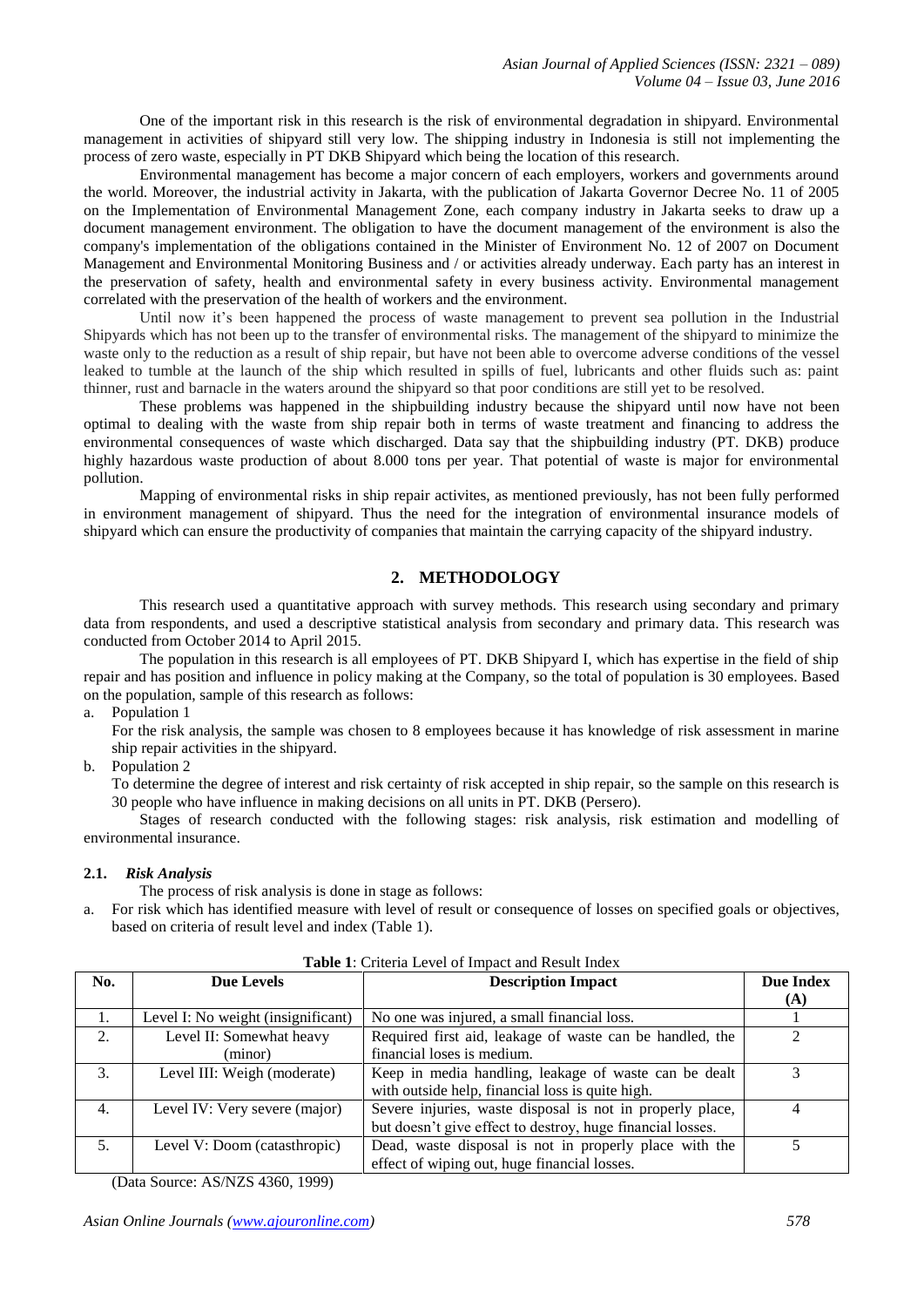One of the important risk in this research is the risk of environmental degradation in shipyard. Environmental management in activities of shipyard still very low. The shipping industry in Indonesia is still not implementing the process of zero waste, especially in PT DKB Shipyard which being the location of this research.

Environmental management has become a major concern of each employers, workers and governments around the world. Moreover, the industrial activity in Jakarta, with the publication of Jakarta Governor Decree No. 11 of 2005 on the Implementation of Environmental Management Zone, each company industry in Jakarta seeks to draw up a document management environment. The obligation to have the document management of the environment is also the company's implementation of the obligations contained in the Minister of Environment No. 12 of 2007 on Document Management and Environmental Monitoring Business and / or activities already underway. Each party has an interest in the preservation of safety, health and environmental safety in every business activity. Environmental management correlated with the preservation of the health of workers and the environment.

Until now it's been happened the process of waste management to prevent sea pollution in the Industrial Shipyards which has not been up to the transfer of environmental risks. The management of the shipyard to minimize the waste only to the reduction as a result of ship repair, but have not been able to overcome adverse conditions of the vessel leaked to tumble at the launch of the ship which resulted in spills of fuel, lubricants and other fluids such as: paint thinner, rust and barnacle in the waters around the shipyard so that poor conditions are still yet to be resolved.

These problems was happened in the shipbuilding industry because the shipyard until now have not been optimal to dealing with the waste from ship repair both in terms of waste treatment and financing to address the environmental consequences of waste which discharged. Data say that the shipbuilding industry (PT. DKB) produce highly hazardous waste production of about 8.000 tons per year. That potential of waste is major for environmental pollution.

Mapping of environmental risks in ship repair activites, as mentioned previously, has not been fully performed in environment management of shipyard. Thus the need for the integration of environmental insurance models of shipyard which can ensure the productivity of companies that maintain the carrying capacity of the shipyard industry.

## 2. METHODOLOGY

This research used a quantitative approach with survey methods. This research using secondary and primary data from respondents, and used a descriptive statistical analysis from secondary and primary data. This research was conducted from October 2014 to April 2015.

The population in this research is all employees of PT. DKB Shipyard I, which has expertise in the field of ship repair and has position and influence in policy making at the Company, so the total of population is 30 employees. Based on the population, sample of this research as follows:

a. Population 1
   For the risk analysis, the sample was chosen to 8 employees because it has knowledge of risk assessment in marine ship repair activities in the shipyard.
b. Population 2
   To determine the degree of interest and risk certainty of risk accepted in ship repair, so the sample on this research is 30 people who have influence in making decisions on all units in PT. DKB (Persero).

Stages of research conducted with the following stages: risk analysis, risk estimation and modelling of environmental insurance.

### 2.1. *Risk Analysis*

The process of risk analysis is done in stage as follows:

a. For risk which has identified measure with level of result or consequence of losses on specified goals or objectives, based on criteria of result level and index (Table 1).

**Table 1**: Criteria Level of Impact and Result Index

| No. | Due Levels | Description Impact | Due Index (A) |
|---|---|---|---|
| 1. | Level I: No weight (insignificant) | No one was injured, a small financial loss. | 1 |
| 2. | Level II: Somewhat heavy (minor) | Required first aid, leakage of waste can be handled, the financial loses is medium. | 2 |
| 3. | Level III: Weigh (moderate) | Keep in media handling, leakage of waste can be dealt with outside help, financial loss is quite high. | 3 |
| 4. | Level IV: Very severe (major) | Severe injuries, waste disposal is not in properly place, but doesn't give effect to destroy, huge financial losses. | 4 |
| 5. | Level V: Doom (catasthropic) | Dead, waste disposal is not in properly place with the effect of wiping out, huge financial losses. | 5 |

(Data Source: AS/NZS 4360, 1999)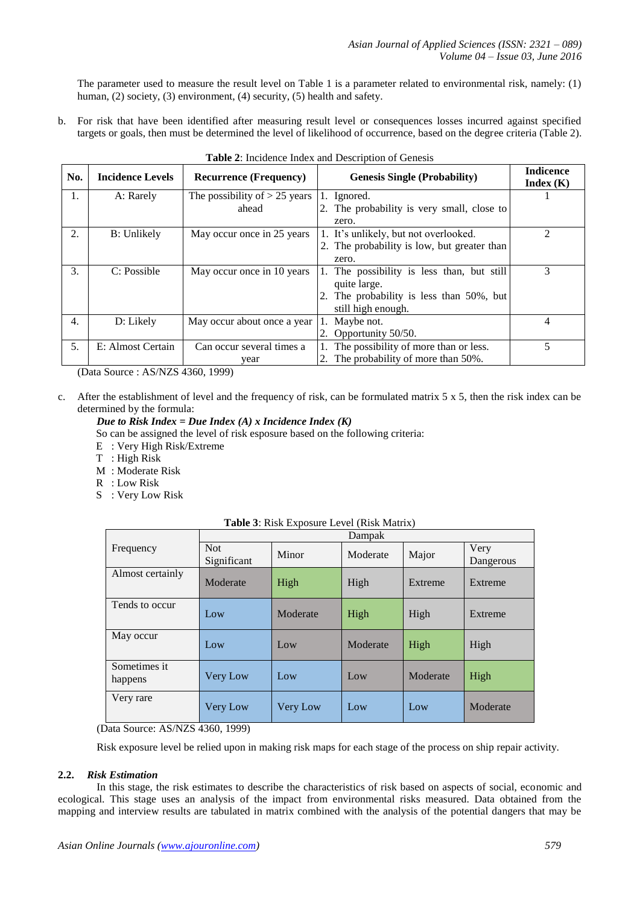The parameter used to measure the result level on Table 1 is a parameter related to environmental risk, namely: (1) human, (2) society, (3) environment, (4) security, (5) health and safety.

b. For risk that have been identified after measuring result level or consequences losses incurred against specified targets or goals, then must be determined the level of likelihood of occurrence, based on the degree criteria (Table 2).

**Table 2**: Incidence Index and Description of Genesis

| No. | Incidence Levels | Recurrence (Frequency) | Genesis Single (Probability) | Indicence Index (K) |
|---|---|---|---|---|
| 1. | A: Rarely | The possibility of > 25 years ahead | 1. Ignored. 2. The probability is very small, close to zero. | 1 |
| 2. | B: Unlikely | May occur once in 25 years | 1. It's unlikely, but not overlooked. 2. The probability is low, but greater than zero. | 2 |
| 3. | C: Possible | May occur once in 10 years | 1. The possibility is less than, but still quite large. 2. The probability is less than 50%, but still high enough. | 3 |
| 4. | D: Likely | May occur about once a year | 1. Maybe not. 2. Opportunity 50/50. | 4 |
| 5. | E: Almost Certain | Can occur several times a year | 1. The possibility of more than or less. 2. The probability of more than 50%. | 5 |

(Data Source : AS/NZS 4360, 1999)

c. After the establishment of level and the frequency of risk, can be formulated matrix 5 x 5, then the risk index can be determined by the formula:

***Due to Risk Index = Due Index (A) x Incidence Index (K)***

So can be assigned the level of risk esposure based on the following criteria:

E : Very High Risk/Extreme
T : High Risk
M : Moderate Risk
R : Low Risk
S : Very Low Risk

**Table 3**: Risk Exposure Level (Risk Matrix)

| Frequency | Dampak | | | | |
|---|---|---|---|---|---|
| | Not Significant | Minor | Moderate | Major | Very Dangerous |
| Almost certainly | Moderate | High | High | Extreme | Extreme |
| Tends to occur | Low | Moderate | High | High | Extreme |
| May occur | Low | Low | Moderate | High | High |
| Sometimes it happens | Very Low | Low | Low | Moderate | High |
| Very rare | Very Low | Very Low | Low | Low | Moderate |

(Data Source: AS/NZS 4360, 1999)

Risk exposure level be relied upon in making risk maps for each stage of the process on ship repair activity.

### 2.2. *Risk Estimation*

In this stage, the risk estimates to describe the characteristics of risk based on aspects of social, economic and ecological. This stage uses an analysis of the impact from environmental risks measured. Data obtained from the mapping and interview results are tabulated in matrix combined with the analysis of the potential dangers that may be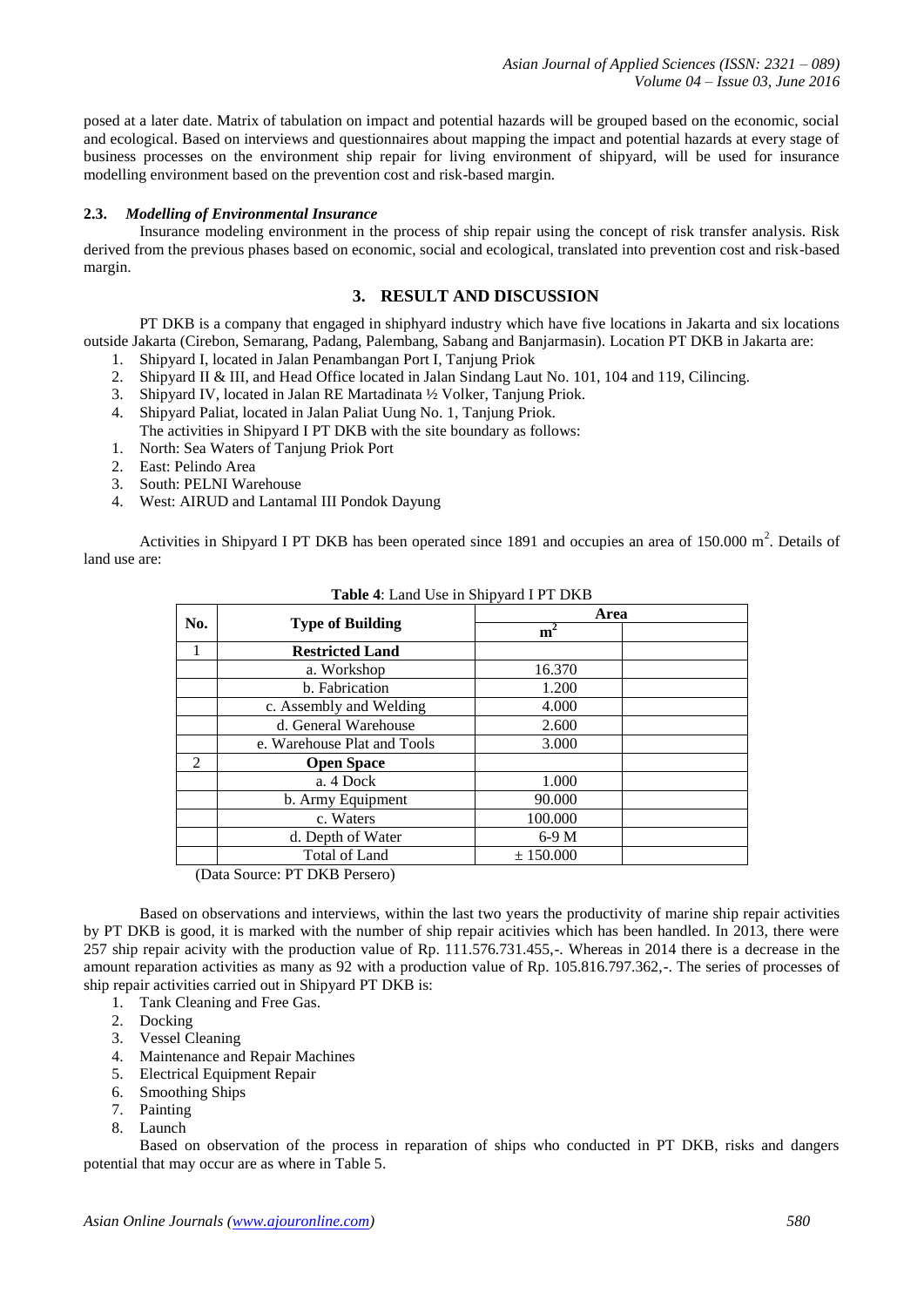posed at a later date. Matrix of tabulation on impact and potential hazards will be grouped based on the economic, social and ecological. Based on interviews and questionnaires about mapping the impact and potential hazards at every stage of business processes on the environment ship repair for living environment of shipyard, will be used for insurance modelling environment based on the prevention cost and risk-based margin.

### 2.3. *Modelling of Environmental Insurance*

Insurance modeling environment in the process of ship repair using the concept of risk transfer analysis. Risk derived from the previous phases based on economic, social and ecological, translated into prevention cost and risk-based margin.

## 3. RESULT AND DISCUSSION

PT DKB is a company that engaged in shiphyard industry which have five locations in Jakarta and six locations outside Jakarta (Cirebon, Semarang, Padang, Palembang, Sabang and Banjarmasin). Location PT DKB in Jakarta are:

1. Shipyard I, located in Jalan Penambangan Port I, Tanjung Priok
2. Shipyard II & III, and Head Office located in Jalan Sindang Laut No. 101, 104 and 119, Cilincing.
3. Shipyard IV, located in Jalan RE Martadinata ½ Volker, Tanjung Priok.
4. Shipyard Paliat, located in Jalan Paliat Uung No. 1, Tanjung Priok.

The activities in Shipyard I PT DKB with the site boundary as follows:

1. North: Sea Waters of Tanjung Priok Port
2. East: Pelindo Area
3. South: PELNI Warehouse
4. West: AIRUD and Lantamal III Pondok Dayung

Activities in Shipyard I PT DKB has been operated since 1891 and occupies an area of 150.000 $m^2$. Details of land use are:

**Table 4**: Land Use in Shipyard I PT DKB

| No. | Type of Building | Area | |
|---|---|---|---|
| | | $m^2$ | |
| 1 | **Restricted Land** | | |
| | a. Workshop | 16.370 | |
| | b. Fabrication | 1.200 | |
| | c. Assembly and Welding | 4.000 | |
| | d. General Warehouse | 2.600 | |
| | e. Warehouse Plat and Tools | 3.000 | |
| 2 | **Open Space** | | |
| | a. 4 Dock | 1.000 | |
| | b. Army Equipment | 90.000 | |
| | c. Waters | 100.000 | |
| | d. Depth of Water | 6-9 M | |
| | Total of Land | ± 150.000 | |

(Data Source: PT DKB Persero)

Based on observations and interviews, within the last two years the productivity of marine ship repair activities by PT DKB is good, it is marked with the number of ship repair acitivies which has been handled. In 2013, there were 257 ship repair acivity with the production value of Rp. 111.576.731.455,-. Whereas in 2014 there is a decrease in the amount reparation activities as many as 92 with a production value of Rp. 105.816.797.362,-. The series of processes of ship repair activities carried out in Shipyard PT DKB is:

1. Tank Cleaning and Free Gas.
2. Docking
3. Vessel Cleaning
4. Maintenance and Repair Machines
5. Electrical Equipment Repair
6. Smoothing Ships
7. Painting
8. Launch

Based on observation of the process in reparation of ships who conducted in PT DKB, risks and dangers potential that may occur are as where in Table 5.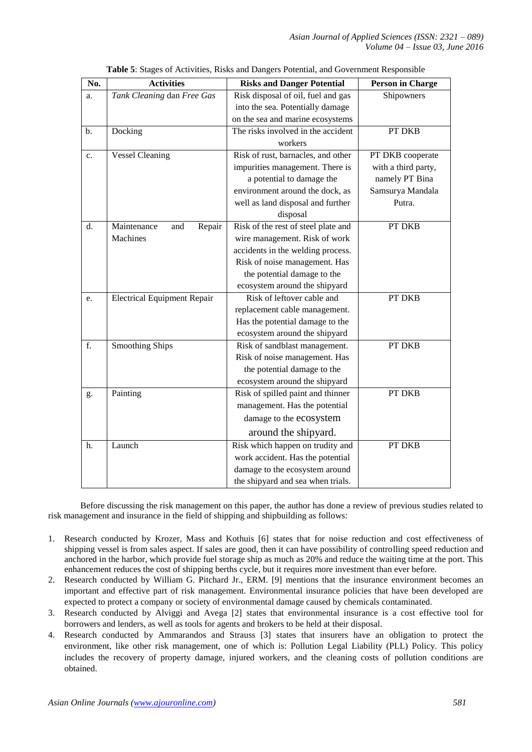**Table 5**: Stages of Activities, Risks and Dangers Potential, and Government Responsible

| No. | Activities | Risks and Danger Potential | Person in Charge |
|---|---|---|---|
| a. | *Tank Cleaning* dan *Free Gas* | Risk disposal of oil, fuel and gas into the sea. Potentially damage on the sea and marine ecosystems | Shipowners |
| b. | Docking | The risks involved in the accident workers | PT DKB |
| c. | Vessel Cleaning | Risk of rust, barnacles, and other impurities management. There is a potential to damage the environment around the dock, as well as land disposal and further disposal | PT DKB cooperate with a third party, namely PT Bina Samsurya Mandala Putra. |
| d. | Maintenance and Repair Machines | Risk of the rest of steel plate and wire management. Risk of work accidents in the welding process. Risk of noise management. Has the potential damage to the ecosystem around the shipyard | PT DKB |
| e. | Electrical Equipment Repair | Risk of leftover cable and replacement cable management. Has the potential damage to the ecosystem around the shipyard | PT DKB |
| f. | Smoothing Ships | Risk of sandblast management. Risk of noise management. Has the potential damage to the ecosystem around the shipyard | PT DKB |
| g. | Painting | Risk of spilled paint and thinner management. Has the potential damage to the ecosystem around the shipyard. | PT DKB |
| h. | Launch | Risk which happen on trudity and work accident. Has the potential damage to the ecosystem around the shipyard and sea when trials. | PT DKB |

Before discussing the risk management on this paper, the author has done a review of previous studies related to risk management and insurance in the field of shipping and shipbuilding as follows:

1. Research conducted by Krozer, Mass and Kothuis [6] states that for noise reduction and cost effectiveness of shipping vessel is from sales aspect. If sales are good, then it can have possibility of controlling speed reduction and anchored in the harbor, which provide fuel storage ship as much as 20% and reduce the waiting time at the port. This enhancement reduces the cost of shipping berths cycle, but it requires more investment than ever before.
2. Research conducted by William G. Pitchard Jr., ERM. [9] mentions that the insurance environment becomes an important and effective part of risk management. Environmental insurance policies that have been developed are expected to protect a company or society of environmental damage caused by chemicals contaminated.
3. Research conducted by Alviggi and Avega [2] states that environmental insurance is a cost effective tool for borrowers and lenders, as well as tools for agents and brokers to be held at their disposal.
4. Research conducted by Ammarandos and Strauss [3] states that insurers have an obligation to protect the environment, like other risk management, one of which is: Pollution Legal Liability (PLL) Policy. This policy includes the recovery of property damage, injured workers, and the cleaning costs of pollution conditions are obtained.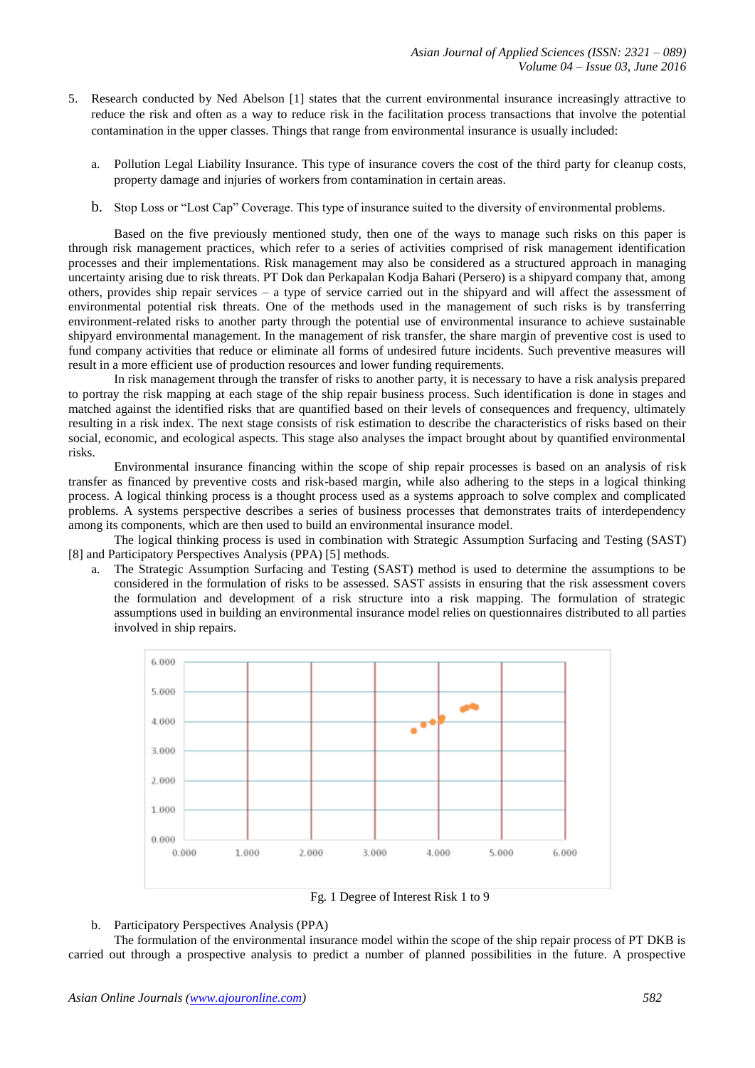5. Research conducted by Ned Abelson [1] states that the current environmental insurance increasingly attractive to reduce the risk and often as a way to reduce risk in the facilitation process transactions that involve the potential contamination in the upper classes. Things that range from environmental insurance is usually included:

   a. Pollution Legal Liability Insurance. This type of insurance covers the cost of the third party for cleanup costs, property damage and injuries of workers from contamination in certain areas.

   b. Stop Loss or "Lost Cap" Coverage. This type of insurance suited to the diversity of environmental problems.

Based on the five previously mentioned study, then one of the ways to manage such risks on this paper is through risk management practices, which refer to a series of activities comprised of risk management identification processes and their implementations. Risk management may also be considered as a structured approach in managing uncertainty arising due to risk threats. PT Dok dan Perkapalan Kodja Bahari (Persero) is a shipyard company that, among others, provides ship repair services – a type of service carried out in the shipyard and will affect the assessment of environmental potential risk threats. One of the methods used in the management of such risks is by transferring environment-related risks to another party through the potential use of environmental insurance to achieve sustainable shipyard environmental management. In the management of risk transfer, the share margin of preventive cost is used to fund company activities that reduce or eliminate all forms of undesired future incidents. Such preventive measures will result in a more efficient use of production resources and lower funding requirements.

In risk management through the transfer of risks to another party, it is necessary to have a risk analysis prepared to portray the risk mapping at each stage of the ship repair business process. Such identification is done in stages and matched against the identified risks that are quantified based on their levels of consequences and frequency, ultimately resulting in a risk index. The next stage consists of risk estimation to describe the characteristics of risks based on their social, economic, and ecological aspects. This stage also analyses the impact brought about by quantified environmental risks.

Environmental insurance financing within the scope of ship repair processes is based on an analysis of risk transfer as financed by preventive costs and risk-based margin, while also adhering to the steps in a logical thinking process. A logical thinking process is a thought process used as a systems approach to solve complex and complicated problems. A systems perspective describes a series of business processes that demonstrates traits of interdependency among its components, which are then used to build an environmental insurance model.

The logical thinking process is used in combination with Strategic Assumption Surfacing and Testing (SAST) [8] and Participatory Perspectives Analysis (PPA) [5] methods.

a. The Strategic Assumption Surfacing and Testing (SAST) method is used to determine the assumptions to be considered in the formulation of risks to be assessed. SAST assists in ensuring that the risk assessment covers the formulation and development of a risk structure into a risk mapping. The formulation of strategic assumptions used in building an environmental insurance model relies on questionnaires distributed to all parties involved in ship repairs.

Fg. 1 Degree of Interest Risk 1 to 9

b. Participatory Perspectives Analysis (PPA)

The formulation of the environmental insurance model within the scope of the ship repair process of PT DKB is carried out through a prospective analysis to predict a number of planned possibilities in the future. A prospective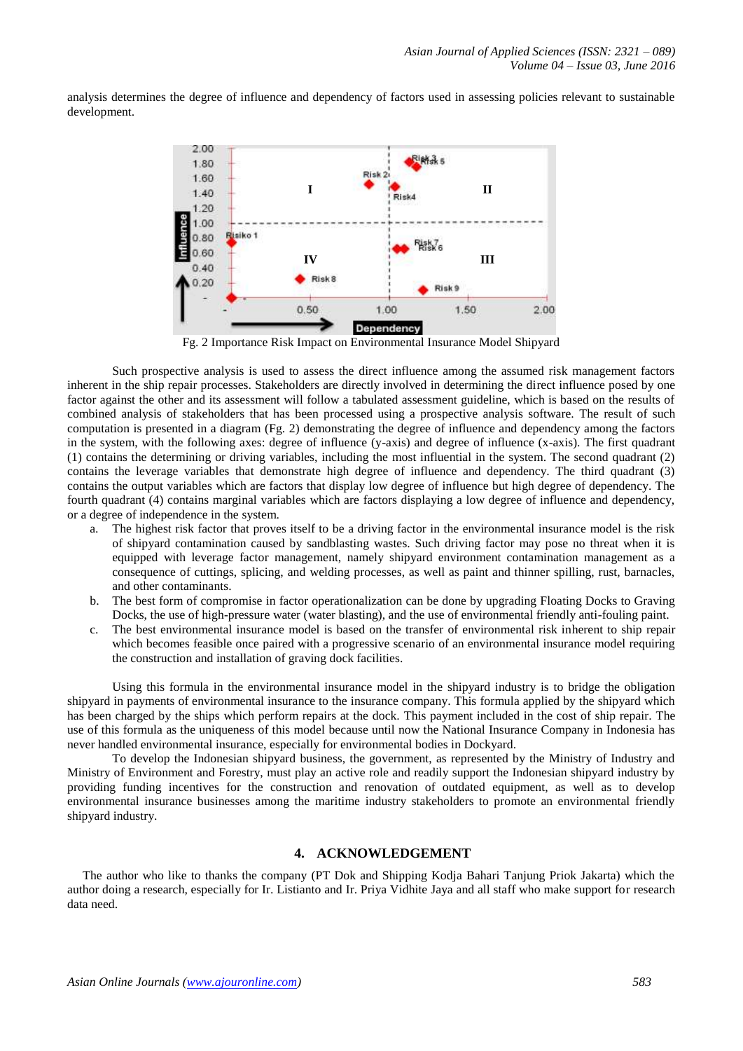analysis determines the degree of influence and dependency of factors used in assessing policies relevant to sustainable development.

Fg. 2 Importance Risk Impact on Environmental Insurance Model Shipyard

Such prospective analysis is used to assess the direct influence among the assumed risk management factors inherent in the ship repair processes. Stakeholders are directly involved in determining the direct influence posed by one factor against the other and its assessment will follow a tabulated assessment guideline, which is based on the results of combined analysis of stakeholders that has been processed using a prospective analysis software. The result of such computation is presented in a diagram (Fg. 2) demonstrating the degree of influence and dependency among the factors in the system, with the following axes: degree of influence (y-axis) and degree of influence (x-axis). The first quadrant (1) contains the determining or driving variables, including the most influential in the system. The second quadrant (2) contains the leverage variables that demonstrate high degree of influence and dependency. The third quadrant (3) contains the output variables which are factors that display low degree of influence but high degree of dependency. The fourth quadrant (4) contains marginal variables which are factors displaying a low degree of influence and dependency, or a degree of independence in the system.

a. The highest risk factor that proves itself to be a driving factor in the environmental insurance model is the risk of shipyard contamination caused by sandblasting wastes. Such driving factor may pose no threat when it is equipped with leverage factor management, namely shipyard environment contamination management as a consequence of cuttings, splicing, and welding processes, as well as paint and thinner spilling, rust, barnacles, and other contaminants.
b. The best form of compromise in factor operationalization can be done by upgrading Floating Docks to Graving Docks, the use of high-pressure water (water blasting), and the use of environmental friendly anti-fouling paint.
c. The best environmental insurance model is based on the transfer of environmental risk inherent to ship repair which becomes feasible once paired with a progressive scenario of an environmental insurance model requiring the construction and installation of graving dock facilities.

Using this formula in the environmental insurance model in the shipyard industry is to bridge the obligation shipyard in payments of environmental insurance to the insurance company. This formula applied by the shipyard which has been charged by the ships which perform repairs at the dock. This payment included in the cost of ship repair. The use of this formula as the uniqueness of this model because until now the National Insurance Company in Indonesia has never handled environmental insurance, especially for environmental bodies in Dockyard.

To develop the Indonesian shipyard business, the government, as represented by the Ministry of Industry and Ministry of Environment and Forestry, must play an active role and readily support the Indonesian shipyard industry by providing funding incentives for the construction and renovation of outdated equipment, as well as to develop environmental insurance businesses among the maritime industry stakeholders to promote an environmental friendly shipyard industry.

## 4. ACKNOWLEDGEMENT

The author who like to thanks the company (PT Dok and Shipping Kodja Bahari Tanjung Priok Jakarta) which the author doing a research, especially for Ir. Listianto and Ir. Priya Vidhite Jaya and all staff who make support for research data need.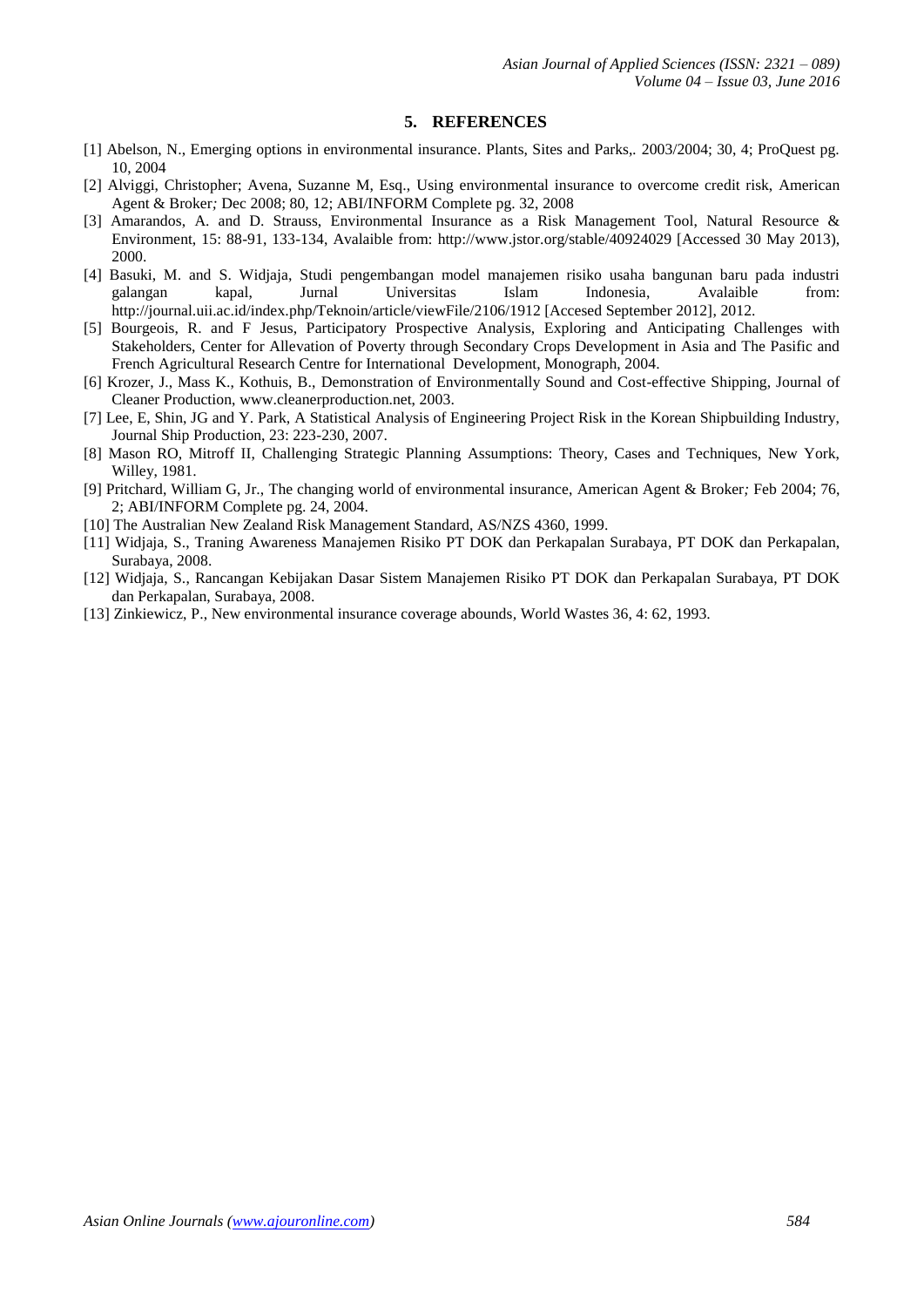## 5. REFERENCES

[1] Abelson, N., Emerging options in environmental insurance. Plants, Sites and Parks,. 2003/2004; 30, 4; ProQuest pg. 10, 2004

[2] Alviggi, Christopher; Avena, Suzanne M, Esq., Using environmental insurance to overcome credit risk, American Agent & Broker*;* Dec 2008; 80, 12; ABI/INFORM Complete pg. 32, 2008

[3] Amarandos, A. and D. Strauss, Environmental Insurance as a Risk Management Tool, Natural Resource & Environment, 15: 88-91, 133-134, Avalaible from: http://www.jstor.org/stable/40924029 [Accessed 30 May 2013), 2000.

[4] Basuki, M. and S. Widjaja, Studi pengembangan model manajemen risiko usaha bangunan baru pada industri galangan kapal, Jurnal Universitas Islam Indonesia, Avalaible from: http://journal.uii.ac.id/index.php/Teknoin/article/viewFile/2106/1912 [Accesed September 2012], 2012.

[5] Bourgeois, R. and F Jesus, Participatory Prospective Analysis, Exploring and Anticipating Challenges with Stakeholders, Center for Allevation of Poverty through Secondary Crops Development in Asia and The Pasific and French Agricultural Research Centre for International Development, Monograph, 2004.

[6] Krozer, J., Mass K., Kothuis, B., Demonstration of Environmentally Sound and Cost-effective Shipping, Journal of Cleaner Production, www.cleanerproduction.net, 2003.

[7] Lee, E, Shin, JG and Y. Park, A Statistical Analysis of Engineering Project Risk in the Korean Shipbuilding Industry, Journal Ship Production, 23: 223-230, 2007.

[8] Mason RO, Mitroff II, Challenging Strategic Planning Assumptions: Theory, Cases and Techniques, New York, Willey, 1981.

[9] Pritchard, William G, Jr., The changing world of environmental insurance, American Agent & Broker*;* Feb 2004; 76, 2; ABI/INFORM Complete pg. 24, 2004.

[10] The Australian New Zealand Risk Management Standard, AS/NZS 4360, 1999.

[11] Widjaja, S., Traning Awareness Manajemen Risiko PT DOK dan Perkapalan Surabaya, PT DOK dan Perkapalan, Surabaya, 2008.

[12] Widjaja, S., Rancangan Kebijakan Dasar Sistem Manajemen Risiko PT DOK dan Perkapalan Surabaya, PT DOK dan Perkapalan, Surabaya, 2008.

[13] Zinkiewicz, P., New environmental insurance coverage abounds, World Wastes 36, 4: 62, 1993.